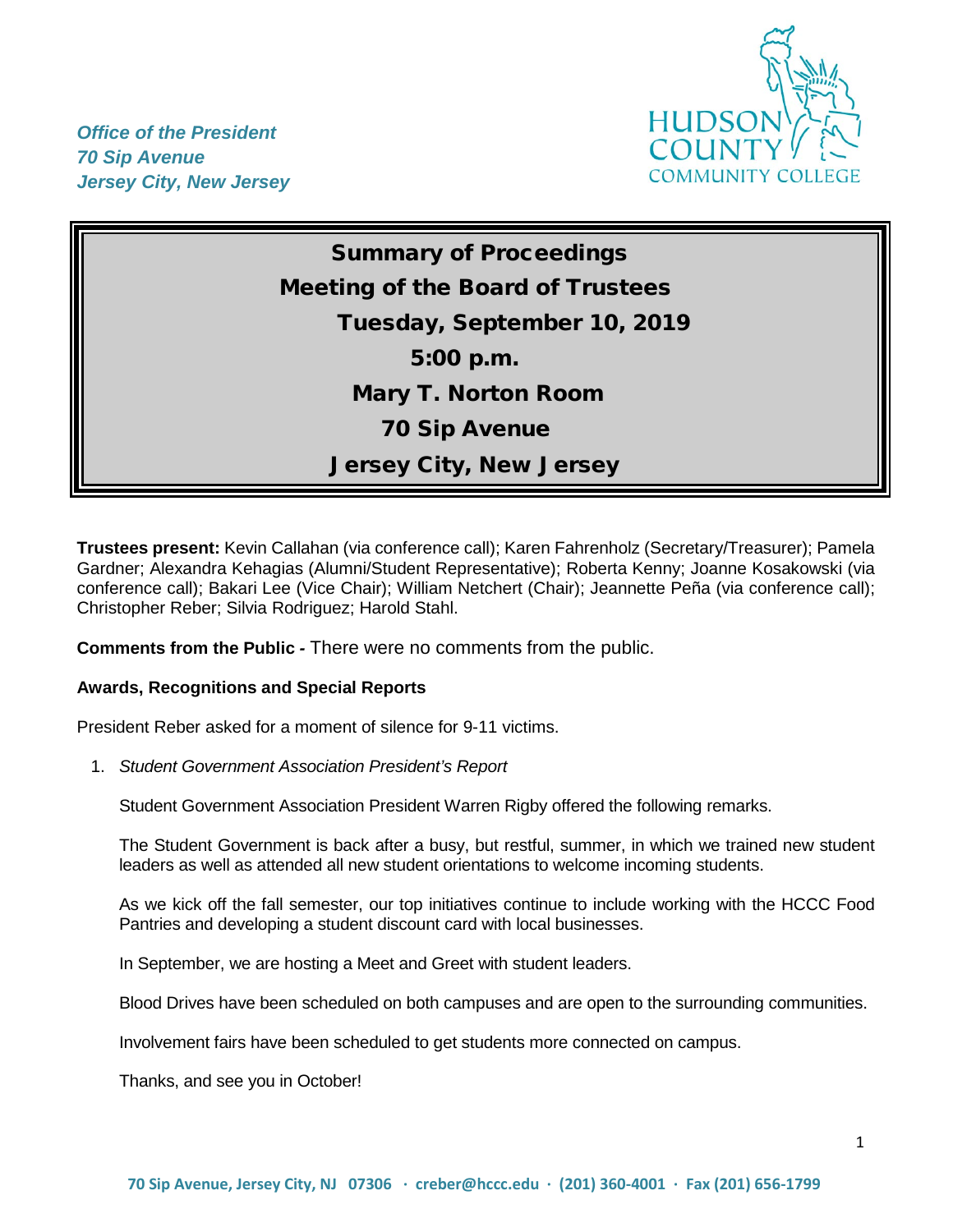*Office of the President*
*70 Sip Avenue*
*Jersey City, New Jersey*

HUDSON COUNTY COMMUNITY COLLEGE

# Summary of Proceedings
## Meeting of the Board of Trustees
## Tuesday, September 10, 2019
## 5:00 p.m.
## Mary T. Norton Room
## 70 Sip Avenue
## Jersey City, New Jersey

**Trustees present:** Kevin Callahan (via conference call); Karen Fahrenholz (Secretary/Treasurer); Pamela Gardner; Alexandra Kehagias (Alumni/Student Representative); Roberta Kenny; Joanne Kosakowski (via conference call); Bakari Lee (Vice Chair); William Netchert (Chair); Jeannette Peña (via conference call); Christopher Reber; Silvia Rodriguez; Harold Stahl.

**Comments from the Public -** There were no comments from the public.

**Awards, Recognitions and Special Reports**

President Reber asked for a moment of silence for 9-11 victims.

1. *Student Government Association President's Report*

   Student Government Association President Warren Rigby offered the following remarks.

   The Student Government is back after a busy, but restful, summer, in which we trained new student leaders as well as attended all new student orientations to welcome incoming students.

   As we kick off the fall semester, our top initiatives continue to include working with the HCCC Food Pantries and developing a student discount card with local businesses.

   In September, we are hosting a Meet and Greet with student leaders.

   Blood Drives have been scheduled on both campuses and are open to the surrounding communities.

   Involvement fairs have been scheduled to get students more connected on campus.

   Thanks, and see you in October!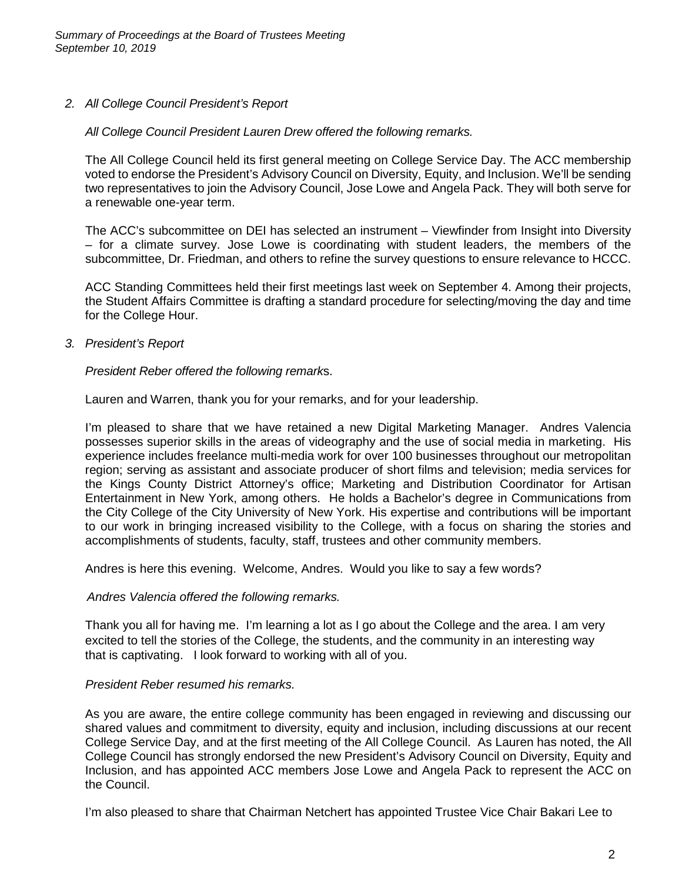*2. All College Council President's Report*

*All College Council President Lauren Drew offered the following remarks.*

The All College Council held its first general meeting on College Service Day. The ACC membership voted to endorse the President's Advisory Council on Diversity, Equity, and Inclusion. We'll be sending two representatives to join the Advisory Council, Jose Lowe and Angela Pack. They will both serve for a renewable one-year term.

The ACC's subcommittee on DEI has selected an instrument – Viewfinder from Insight into Diversity – for a climate survey. Jose Lowe is coordinating with student leaders, the members of the subcommittee, Dr. Friedman, and others to refine the survey questions to ensure relevance to HCCC.

ACC Standing Committees held their first meetings last week on September 4. Among their projects, the Student Affairs Committee is drafting a standard procedure for selecting/moving the day and time for the College Hour.

*3. President's Report*

*President Reber offered the following remarks.*

Lauren and Warren, thank you for your remarks, and for your leadership.

I'm pleased to share that we have retained a new Digital Marketing Manager. Andres Valencia possesses superior skills in the areas of videography and the use of social media in marketing. His experience includes freelance multi-media work for over 100 businesses throughout our metropolitan region; serving as assistant and associate producer of short films and television; media services for the Kings County District Attorney's office; Marketing and Distribution Coordinator for Artisan Entertainment in New York, among others. He holds a Bachelor's degree in Communications from the City College of the City University of New York. His expertise and contributions will be important to our work in bringing increased visibility to the College, with a focus on sharing the stories and accomplishments of students, faculty, staff, trustees and other community members.

Andres is here this evening. Welcome, Andres. Would you like to say a few words?

*Andres Valencia offered the following remarks.*

Thank you all for having me. I'm learning a lot as I go about the College and the area. I am very excited to tell the stories of the College, the students, and the community in an interesting way that is captivating. I look forward to working with all of you.

*President Reber resumed his remarks.*

As you are aware, the entire college community has been engaged in reviewing and discussing our shared values and commitment to diversity, equity and inclusion, including discussions at our recent College Service Day, and at the first meeting of the All College Council. As Lauren has noted, the All College Council has strongly endorsed the new President's Advisory Council on Diversity, Equity and Inclusion, and has appointed ACC members Jose Lowe and Angela Pack to represent the ACC on the Council.

I'm also pleased to share that Chairman Netchert has appointed Trustee Vice Chair Bakari Lee to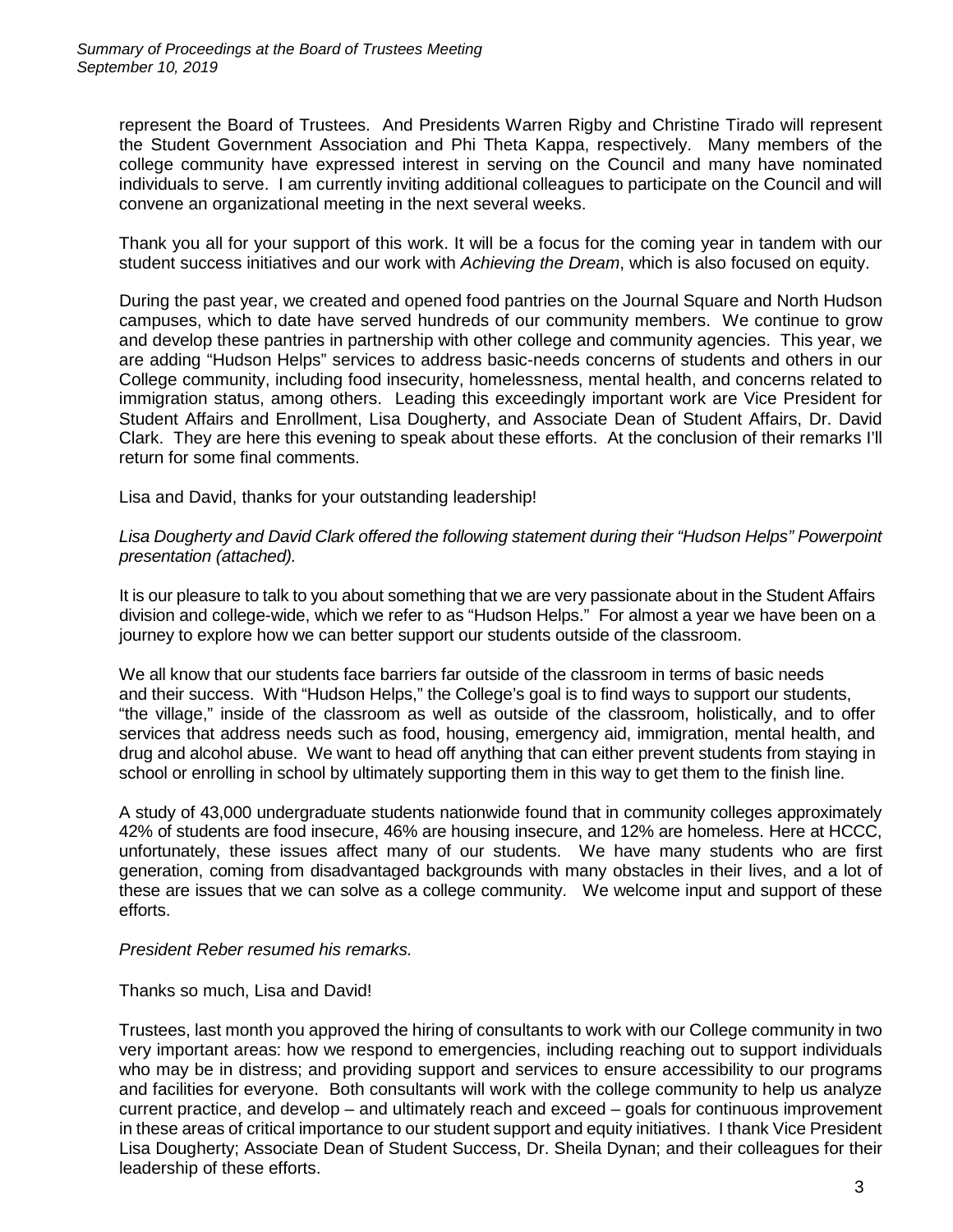represent the Board of Trustees. And Presidents Warren Rigby and Christine Tirado will represent the Student Government Association and Phi Theta Kappa, respectively. Many members of the college community have expressed interest in serving on the Council and many have nominated individuals to serve. I am currently inviting additional colleagues to participate on the Council and will convene an organizational meeting in the next several weeks.

Thank you all for your support of this work. It will be a focus for the coming year in tandem with our student success initiatives and our work with *Achieving the Dream*, which is also focused on equity.

During the past year, we created and opened food pantries on the Journal Square and North Hudson campuses, which to date have served hundreds of our community members. We continue to grow and develop these pantries in partnership with other college and community agencies. This year, we are adding "Hudson Helps" services to address basic-needs concerns of students and others in our College community, including food insecurity, homelessness, mental health, and concerns related to immigration status, among others. Leading this exceedingly important work are Vice President for Student Affairs and Enrollment, Lisa Dougherty, and Associate Dean of Student Affairs, Dr. David Clark. They are here this evening to speak about these efforts. At the conclusion of their remarks I'll return for some final comments.

Lisa and David, thanks for your outstanding leadership!

*Lisa Dougherty and David Clark offered the following statement during their "Hudson Helps" Powerpoint presentation (attached).*

It is our pleasure to talk to you about something that we are very passionate about in the Student Affairs division and college-wide, which we refer to as "Hudson Helps." For almost a year we have been on a journey to explore how we can better support our students outside of the classroom.

We all know that our students face barriers far outside of the classroom in terms of basic needs and their success. With "Hudson Helps," the College's goal is to find ways to support our students, "the village," inside of the classroom as well as outside of the classroom, holistically, and to offer services that address needs such as food, housing, emergency aid, immigration, mental health, and drug and alcohol abuse. We want to head off anything that can either prevent students from staying in school or enrolling in school by ultimately supporting them in this way to get them to the finish line.

A study of 43,000 undergraduate students nationwide found that in community colleges approximately 42% of students are food insecure, 46% are housing insecure, and 12% are homeless. Here at HCCC, unfortunately, these issues affect many of our students. We have many students who are first generation, coming from disadvantaged backgrounds with many obstacles in their lives, and a lot of these are issues that we can solve as a college community. We welcome input and support of these efforts.

*President Reber resumed his remarks.*

Thanks so much, Lisa and David!

Trustees, last month you approved the hiring of consultants to work with our College community in two very important areas: how we respond to emergencies, including reaching out to support individuals who may be in distress; and providing support and services to ensure accessibility to our programs and facilities for everyone. Both consultants will work with the college community to help us analyze current practice, and develop – and ultimately reach and exceed – goals for continuous improvement in these areas of critical importance to our student support and equity initiatives. I thank Vice President Lisa Dougherty; Associate Dean of Student Success, Dr. Sheila Dynan; and their colleagues for their leadership of these efforts.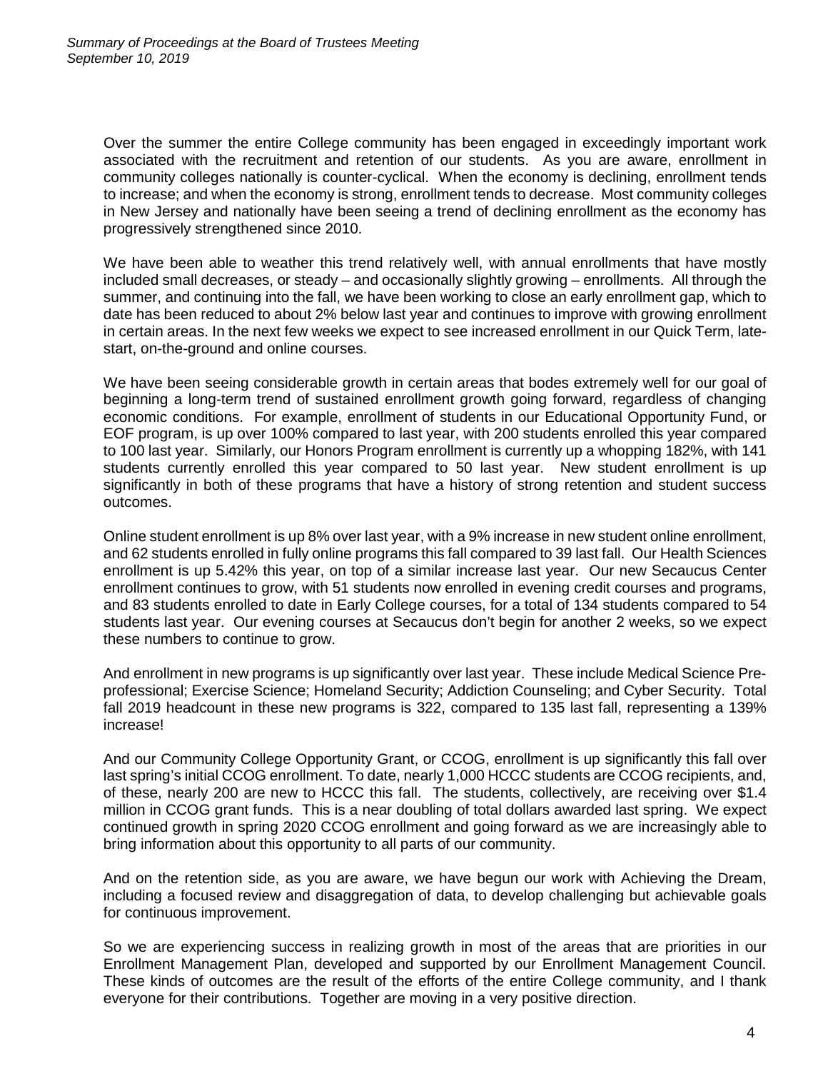Over the summer the entire College community has been engaged in exceedingly important work associated with the recruitment and retention of our students. As you are aware, enrollment in community colleges nationally is counter-cyclical. When the economy is declining, enrollment tends to increase; and when the economy is strong, enrollment tends to decrease. Most community colleges in New Jersey and nationally have been seeing a trend of declining enrollment as the economy has progressively strengthened since 2010.

We have been able to weather this trend relatively well, with annual enrollments that have mostly included small decreases, or steady – and occasionally slightly growing – enrollments. All through the summer, and continuing into the fall, we have been working to close an early enrollment gap, which to date has been reduced to about 2% below last year and continues to improve with growing enrollment in certain areas. In the next few weeks we expect to see increased enrollment in our Quick Term, late-start, on-the-ground and online courses.

We have been seeing considerable growth in certain areas that bodes extremely well for our goal of beginning a long-term trend of sustained enrollment growth going forward, regardless of changing economic conditions. For example, enrollment of students in our Educational Opportunity Fund, or EOF program, is up over 100% compared to last year, with 200 students enrolled this year compared to 100 last year. Similarly, our Honors Program enrollment is currently up a whopping 182%, with 141 students currently enrolled this year compared to 50 last year. New student enrollment is up significantly in both of these programs that have a history of strong retention and student success outcomes.

Online student enrollment is up 8% over last year, with a 9% increase in new student online enrollment, and 62 students enrolled in fully online programs this fall compared to 39 last fall. Our Health Sciences enrollment is up 5.42% this year, on top of a similar increase last year. Our new Secaucus Center enrollment continues to grow, with 51 students now enrolled in evening credit courses and programs, and 83 students enrolled to date in Early College courses, for a total of 134 students compared to 54 students last year. Our evening courses at Secaucus don't begin for another 2 weeks, so we expect these numbers to continue to grow.

And enrollment in new programs is up significantly over last year. These include Medical Science Pre-professional; Exercise Science; Homeland Security; Addiction Counseling; and Cyber Security. Total fall 2019 headcount in these new programs is 322, compared to 135 last fall, representing a 139% increase!

And our Community College Opportunity Grant, or CCOG, enrollment is up significantly this fall over last spring's initial CCOG enrollment. To date, nearly 1,000 HCCC students are CCOG recipients, and, of these, nearly 200 are new to HCCC this fall. The students, collectively, are receiving over $1.4 million in CCOG grant funds. This is a near doubling of total dollars awarded last spring. We expect continued growth in spring 2020 CCOG enrollment and going forward as we are increasingly able to bring information about this opportunity to all parts of our community.

And on the retention side, as you are aware, we have begun our work with Achieving the Dream, including a focused review and disaggregation of data, to develop challenging but achievable goals for continuous improvement.

So we are experiencing success in realizing growth in most of the areas that are priorities in our Enrollment Management Plan, developed and supported by our Enrollment Management Council. These kinds of outcomes are the result of the efforts of the entire College community, and I thank everyone for their contributions. Together are moving in a very positive direction.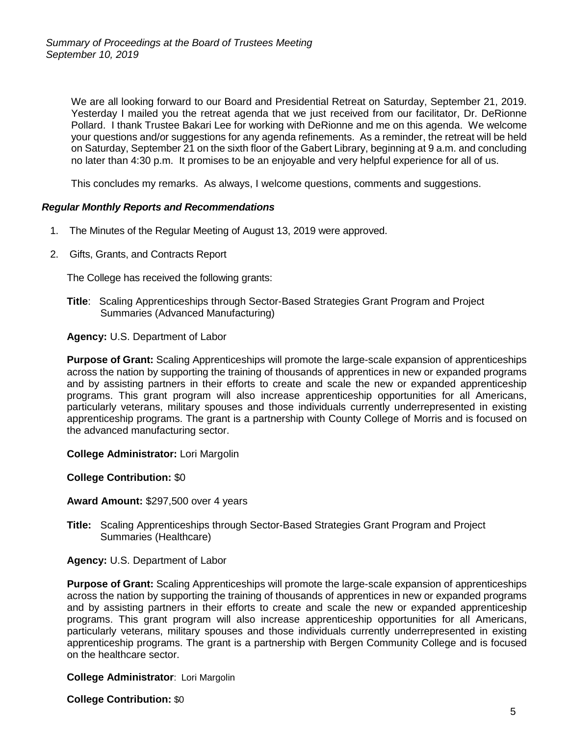We are all looking forward to our Board and Presidential Retreat on Saturday, September 21, 2019. Yesterday I mailed you the retreat agenda that we just received from our facilitator, Dr. DeRionne Pollard. I thank Trustee Bakari Lee for working with DeRionne and me on this agenda. We welcome your questions and/or suggestions for any agenda refinements. As a reminder, the retreat will be held on Saturday, September 21 on the sixth floor of the Gabert Library, beginning at 9 a.m. and concluding no later than 4:30 p.m. It promises to be an enjoyable and very helpful experience for all of us.

This concludes my remarks. As always, I welcome questions, comments and suggestions.

***Regular Monthly Reports and Recommendations***

1. The Minutes of the Regular Meeting of August 13, 2019 were approved.

2. Gifts, Grants, and Contracts Report

   The College has received the following grants:

   **Title**: Scaling Apprenticeships through Sector-Based Strategies Grant Program and Project Summaries (Advanced Manufacturing)

   **Agency:** U.S. Department of Labor

   **Purpose of Grant:** Scaling Apprenticeships will promote the large-scale expansion of apprenticeships across the nation by supporting the training of thousands of apprentices in new or expanded programs and by assisting partners in their efforts to create and scale the new or expanded apprenticeship programs. This grant program will also increase apprenticeship opportunities for all Americans, particularly veterans, military spouses and those individuals currently underrepresented in existing apprenticeship programs. The grant is a partnership with County College of Morris and is focused on the advanced manufacturing sector.

   **College Administrator:** Lori Margolin

   **College Contribution:** $0

   **Award Amount:** $297,500 over 4 years

   **Title:** Scaling Apprenticeships through Sector-Based Strategies Grant Program and Project Summaries (Healthcare)

   **Agency:** U.S. Department of Labor

   **Purpose of Grant:** Scaling Apprenticeships will promote the large-scale expansion of apprenticeships across the nation by supporting the training of thousands of apprentices in new or expanded programs and by assisting partners in their efforts to create and scale the new or expanded apprenticeship programs. This grant program will also increase apprenticeship opportunities for all Americans, particularly veterans, military spouses and those individuals currently underrepresented in existing apprenticeship programs. The grant is a partnership with Bergen Community College and is focused on the healthcare sector.

   **College Administrator**: Lori Margolin

   **College Contribution:** $0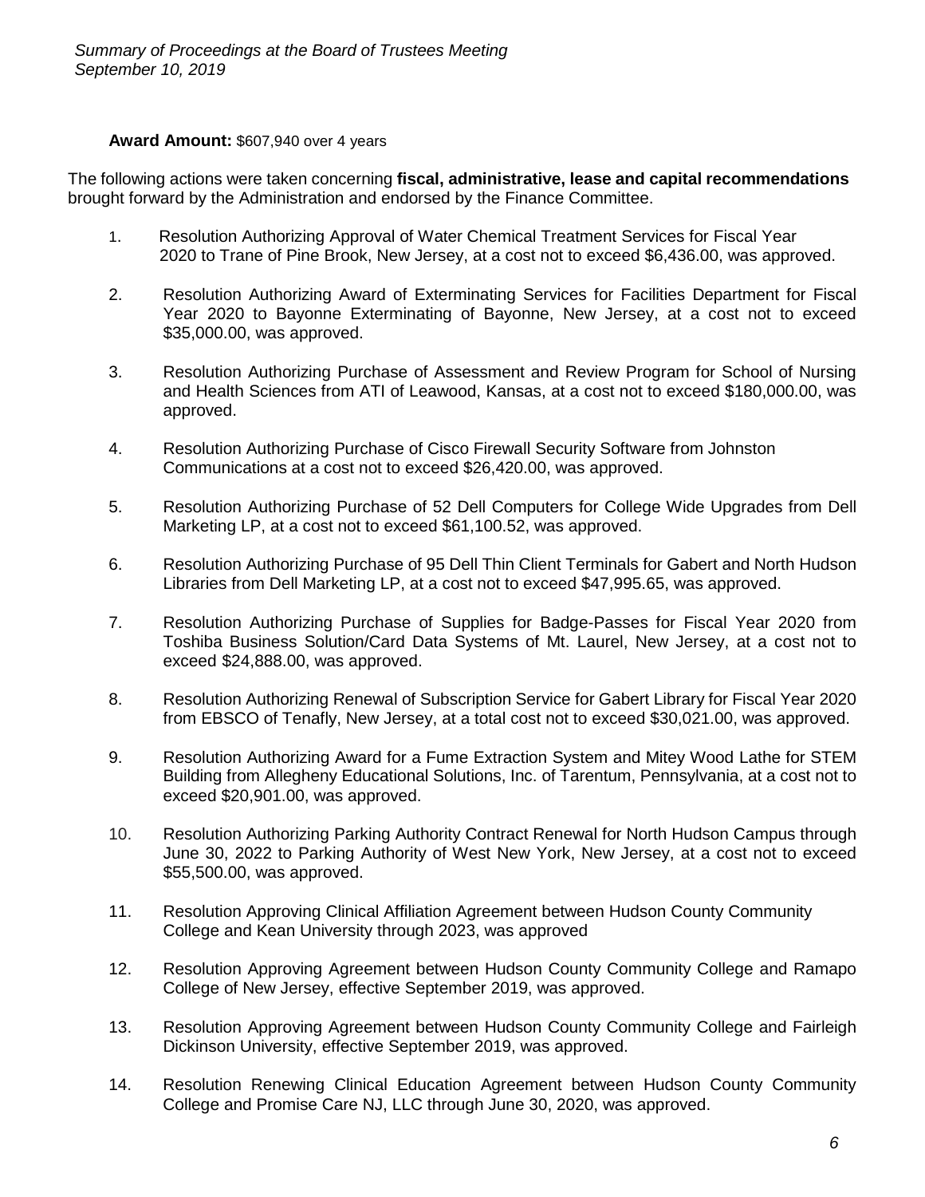**Award Amount:** $607,940 over 4 years

The following actions were taken concerning **fiscal, administrative, lease and capital recommendations** brought forward by the Administration and endorsed by the Finance Committee.

1. Resolution Authorizing Approval of Water Chemical Treatment Services for Fiscal Year 2020 to Trane of Pine Brook, New Jersey, at a cost not to exceed $6,436.00, was approved.

2. Resolution Authorizing Award of Exterminating Services for Facilities Department for Fiscal Year 2020 to Bayonne Exterminating of Bayonne, New Jersey, at a cost not to exceed $35,000.00, was approved.

3. Resolution Authorizing Purchase of Assessment and Review Program for School of Nursing and Health Sciences from ATI of Leawood, Kansas, at a cost not to exceed $180,000.00, was approved.

4. Resolution Authorizing Purchase of Cisco Firewall Security Software from Johnston Communications at a cost not to exceed $26,420.00, was approved.

5. Resolution Authorizing Purchase of 52 Dell Computers for College Wide Upgrades from Dell Marketing LP, at a cost not to exceed $61,100.52, was approved.

6. Resolution Authorizing Purchase of 95 Dell Thin Client Terminals for Gabert and North Hudson Libraries from Dell Marketing LP, at a cost not to exceed $47,995.65, was approved.

7. Resolution Authorizing Purchase of Supplies for Badge-Passes for Fiscal Year 2020 from Toshiba Business Solution/Card Data Systems of Mt. Laurel, New Jersey, at a cost not to exceed $24,888.00, was approved.

8. Resolution Authorizing Renewal of Subscription Service for Gabert Library for Fiscal Year 2020 from EBSCO of Tenafly, New Jersey, at a total cost not to exceed $30,021.00, was approved.

9. Resolution Authorizing Award for a Fume Extraction System and Mitey Wood Lathe for STEM Building from Allegheny Educational Solutions, Inc. of Tarentum, Pennsylvania, at a cost not to exceed $20,901.00, was approved.

10. Resolution Authorizing Parking Authority Contract Renewal for North Hudson Campus through June 30, 2022 to Parking Authority of West New York, New Jersey, at a cost not to exceed $55,500.00, was approved.

11. Resolution Approving Clinical Affiliation Agreement between Hudson County Community College and Kean University through 2023, was approved

12. Resolution Approving Agreement between Hudson County Community College and Ramapo College of New Jersey, effective September 2019, was approved.

13. Resolution Approving Agreement between Hudson County Community College and Fairleigh Dickinson University, effective September 2019, was approved.

14. Resolution Renewing Clinical Education Agreement between Hudson County Community College and Promise Care NJ, LLC through June 30, 2020, was approved.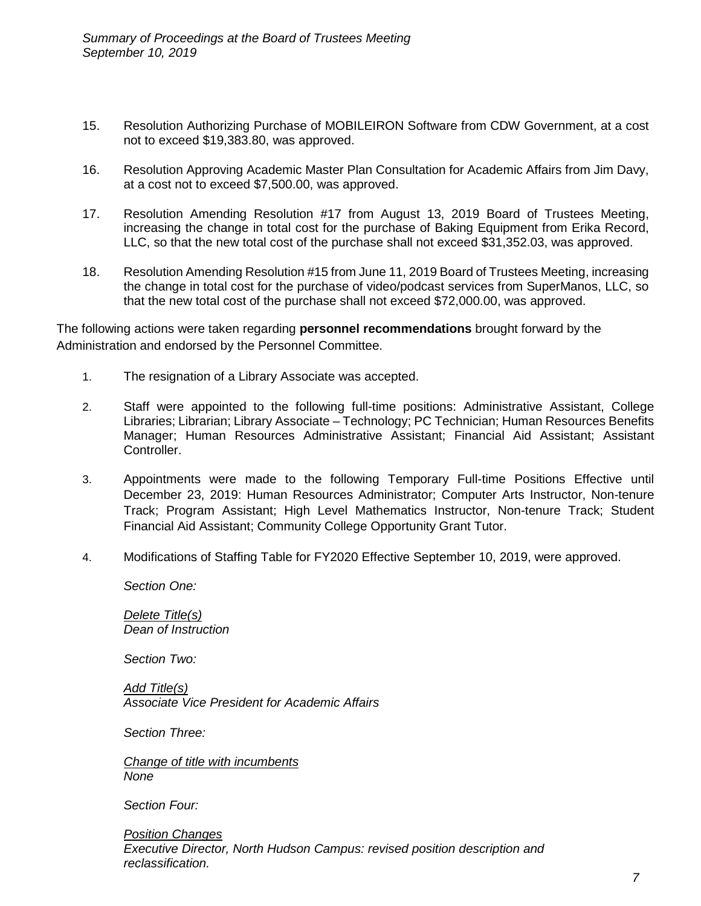15. Resolution Authorizing Purchase of MOBILEIRON Software from CDW Government, at a cost not to exceed $19,383.80, was approved.

16. Resolution Approving Academic Master Plan Consultation for Academic Affairs from Jim Davy, at a cost not to exceed $7,500.00, was approved.

17. Resolution Amending Resolution #17 from August 13, 2019 Board of Trustees Meeting, increasing the change in total cost for the purchase of Baking Equipment from Erika Record, LLC, so that the new total cost of the purchase shall not exceed $31,352.03, was approved.

18. Resolution Amending Resolution #15 from June 11, 2019 Board of Trustees Meeting, increasing the change in total cost for the purchase of video/podcast services from SuperManos, LLC, so that the new total cost of the purchase shall not exceed $72,000.00, was approved.

The following actions were taken regarding **personnel recommendations** brought forward by the Administration and endorsed by the Personnel Committee.

1. The resignation of a Library Associate was accepted.

2. Staff were appointed to the following full-time positions: Administrative Assistant, College Libraries; Librarian; Library Associate – Technology; PC Technician; Human Resources Benefits Manager; Human Resources Administrative Assistant; Financial Aid Assistant; Assistant Controller.

3. Appointments were made to the following Temporary Full-time Positions Effective until December 23, 2019: Human Resources Administrator; Computer Arts Instructor, Non-tenure Track; Program Assistant; High Level Mathematics Instructor, Non-tenure Track; Student Financial Aid Assistant; Community College Opportunity Grant Tutor.

4. Modifications of Staffing Table for FY2020 Effective September 10, 2019, were approved.

   *Section One:*

   *Delete Title(s)*
   *Dean of Instruction*

   *Section Two:*

   *Add Title(s)*
   *Associate Vice President for Academic Affairs*

   *Section Three:*

   *Change of title with incumbents*
   *None*

   *Section Four:*

   *Position Changes*
   *Executive Director, North Hudson Campus: revised position description and reclassification.*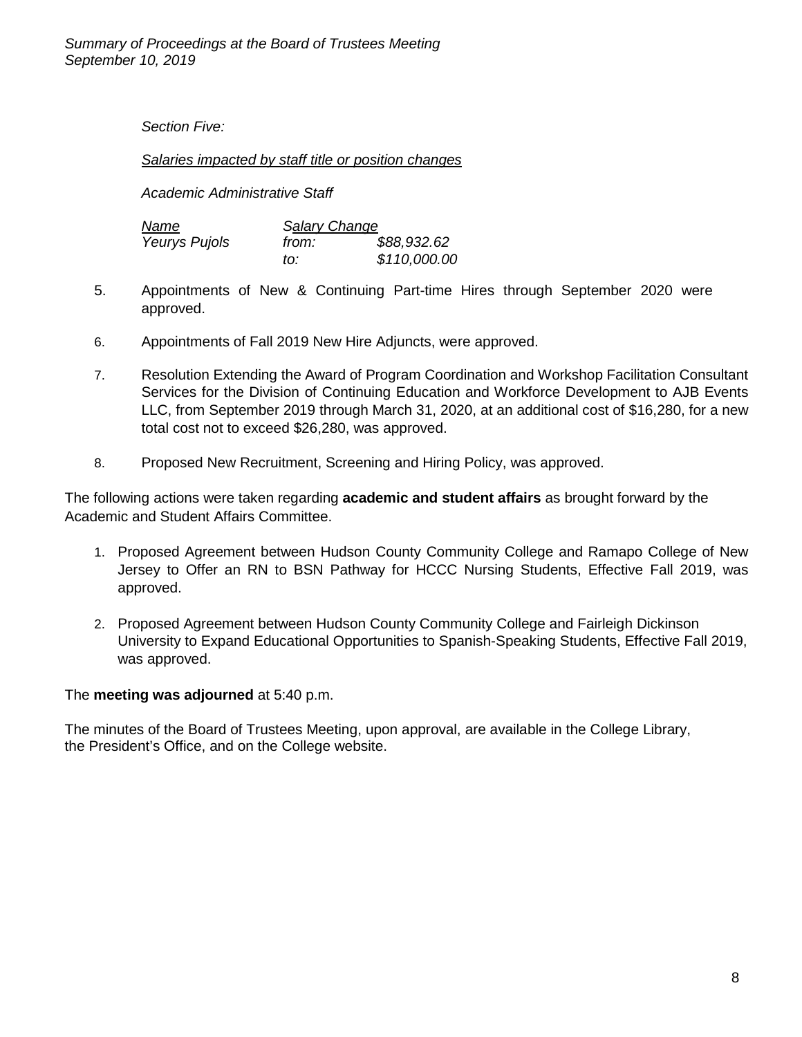*Section Five:*

*Salaries impacted by staff title or position changes*

*Academic Administrative Staff*

| *Name* | *Salary Change* | |
|---|---|---|
| *Yeurys Pujols* | *from:* | *$88,932.62* |
| | *to:* | *$110,000.00* |

5. Appointments of New & Continuing Part-time Hires through September 2020 were approved.

6. Appointments of Fall 2019 New Hire Adjuncts, were approved.

7. Resolution Extending the Award of Program Coordination and Workshop Facilitation Consultant Services for the Division of Continuing Education and Workforce Development to AJB Events LLC, from September 2019 through March 31, 2020, at an additional cost of $16,280, for a new total cost not to exceed $26,280, was approved.

8. Proposed New Recruitment, Screening and Hiring Policy, was approved.

The following actions were taken regarding **academic and student affairs** as brought forward by the Academic and Student Affairs Committee.

1. Proposed Agreement between Hudson County Community College and Ramapo College of New Jersey to Offer an RN to BSN Pathway for HCCC Nursing Students, Effective Fall 2019, was approved.

2. Proposed Agreement between Hudson County Community College and Fairleigh Dickinson University to Expand Educational Opportunities to Spanish-Speaking Students, Effective Fall 2019, was approved.

The **meeting was adjourned** at 5:40 p.m.

The minutes of the Board of Trustees Meeting, upon approval, are available in the College Library, the President's Office, and on the College website.